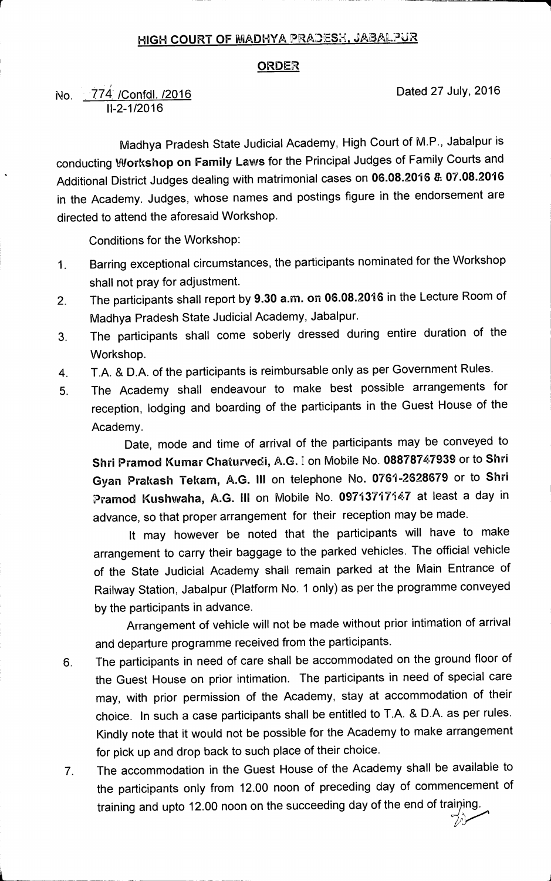# HIGH COURT OF MADHYA PRADESH, JABALPUR

## ORDER

No. 774 /Confdl. /2016 Dated 27 July, 2016
II-2-1/2016

Madhya Pradesh State Judicial Academy, High Court of M.P., Jabalpur is conducting **Workshop on Family Laws** for the Principal Judges of Family Courts and Additional District Judges dealing with matrimonial cases on **06.08.2016 & 07.08.2016** in the Academy. Judges, whose names and postings figure in the endorsement are directed to attend the aforesaid Workshop.

Conditions for the Workshop:

1. Barring exceptional circumstances, the participants nominated for the Workshop shall not pray for adjustment.
2. The participants shall report by **9.30 a.m. on 06.08.2016** in the Lecture Room of Madhya Pradesh State Judicial Academy, Jabalpur.
3. The participants shall come soberly dressed during entire duration of the Workshop.
4. T.A. & D.A. of the participants is reimbursable only as per Government Rules.
5. The Academy shall endeavour to make best possible arrangements for reception, lodging and boarding of the participants in the Guest House of the Academy.

   Date, mode and time of arrival of the participants may be conveyed to **Shri Pramod Kumar Chaturvedi, A.G. I** on Mobile No. **08878747939** or to **Shri Gyan Prakash Tekam, A.G. III** on telephone No. **0761-2628679** or to **Shri Pramod Kushwaha, A.G. III** on Mobile No. **09713717147** at least a day in advance, so that proper arrangement for their reception may be made.

   It may however be noted that the participants will have to make arrangement to carry their baggage to the parked vehicles. The official vehicle of the State Judicial Academy shall remain parked at the Main Entrance of Railway Station, Jabalpur (Platform No. 1 only) as per the programme conveyed by the participants in advance.

   Arrangement of vehicle will not be made without prior intimation of arrival and departure programme received from the participants.
6. The participants in need of care shall be accommodated on the ground floor of the Guest House on prior intimation. The participants in need of special care may, with prior permission of the Academy, stay at accommodation of their choice. In such a case participants shall be entitled to T.A. & D.A. as per rules. Kindly note that it would not be possible for the Academy to make arrangement for pick up and drop back to such place of their choice.
7. The accommodation in the Guest House of the Academy shall be available to the participants only from 12.00 noon of preceding day of commencement of training and upto 12.00 noon on the succeeding day of the end of training.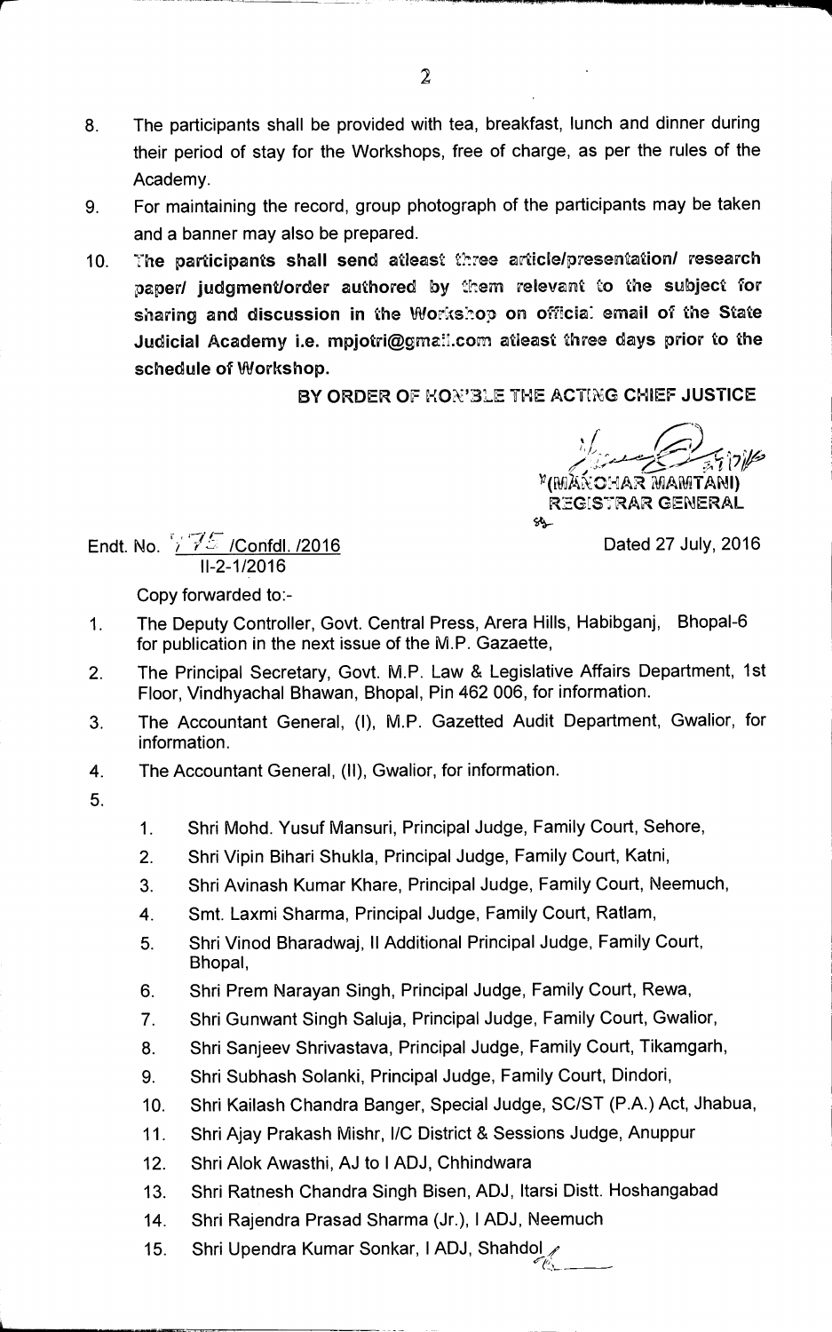8. The participants shall be provided with tea, breakfast, lunch and dinner during their period of stay for the Workshops, free of charge, as per the rules of the Academy.
9. For maintaining the record, group photograph of the participants may be taken and a banner may also be prepared.
10. **The participants shall send atleast three article/presentation/ research paper/ judgment/order authored by them relevant to the subject for sharing and discussion in the Workshop on official email of the State Judicial Academy i.e. mpjotri@gmail.com atleast three days prior to the schedule of Workshop.**

**BY ORDER OF HON'BLE THE ACTING CHIEF JUSTICE**

(MANOHAR MAMTANI)
REGISTRAR GENERAL

Endt. No. 775 /Confdl. /2016
II-2-1/2016

Dated 27 July, 2016

Copy forwarded to:-

1. The Deputy Controller, Govt. Central Press, Arera Hills, Habibganj, Bhopal-6 for publication in the next issue of the M.P. Gazaette,
2. The Principal Secretary, Govt. M.P. Law & Legislative Affairs Department, 1st Floor, Vindhyachal Bhawan, Bhopal, Pin 462 006, for information.
3. The Accountant General, (I), M.P. Gazetted Audit Department, Gwalior, for information.
4. The Accountant General, (II), Gwalior, for information.
5.
    1. Shri Mohd. Yusuf Mansuri, Principal Judge, Family Court, Sehore,
    2. Shri Vipin Bihari Shukla, Principal Judge, Family Court, Katni,
    3. Shri Avinash Kumar Khare, Principal Judge, Family Court, Neemuch,
    4. Smt. Laxmi Sharma, Principal Judge, Family Court, Ratlam,
    5. Shri Vinod Bharadwaj, II Additional Principal Judge, Family Court, Bhopal,
    6. Shri Prem Narayan Singh, Principal Judge, Family Court, Rewa,
    7. Shri Gunwant Singh Saluja, Principal Judge, Family Court, Gwalior,
    8. Shri Sanjeev Shrivastava, Principal Judge, Family Court, Tikamgarh,
    9. Shri Subhash Solanki, Principal Judge, Family Court, Dindori,
    10. Shri Kailash Chandra Banger, Special Judge, SC/ST (P.A.) Act, Jhabua,
    11. Shri Ajay Prakash Mishr, I/C District & Sessions Judge, Anuppur
    12. Shri Alok Awasthi, AJ to I ADJ, Chhindwara
    13. Shri Ratnesh Chandra Singh Bisen, ADJ, Itarsi Distt. Hoshangabad
    14. Shri Rajendra Prasad Sharma (Jr.), I ADJ, Neemuch
    15. Shri Upendra Kumar Sonkar, I ADJ, Shahdol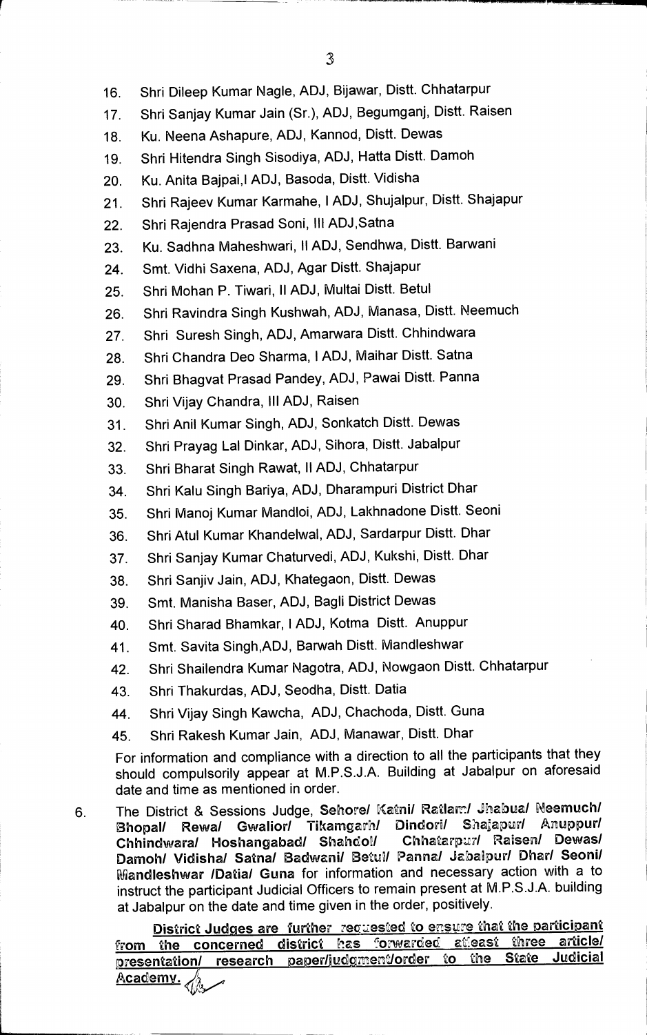16. Shri Dileep Kumar Nagle, ADJ, Bijawar, Distt. Chhatarpur
17. Shri Sanjay Kumar Jain (Sr.), ADJ, Begumganj, Distt. Raisen
18. Ku. Neena Ashapure, ADJ, Kannod, Distt. Dewas
19. Shri Hitendra Singh Sisodiya, ADJ, Hatta Distt. Damoh
20. Ku. Anita Bajpai,I ADJ, Basoda, Distt. Vidisha
21. Shri Rajeev Kumar Karmahe, I ADJ, Shujalpur, Distt. Shajapur
22. Shri Rajendra Prasad Soni, III ADJ,Satna
23. Ku. Sadhna Maheshwari, II ADJ, Sendhwa, Distt. Barwani
24. Smt. Vidhi Saxena, ADJ, Agar Distt. Shajapur
25. Shri Mohan P. Tiwari, II ADJ, Multai Distt. Betul
26. Shri Ravindra Singh Kushwah, ADJ, Manasa, Distt. Neemuch
27. Shri Suresh Singh, ADJ, Amarwara Distt. Chhindwara
28. Shri Chandra Deo Sharma, I ADJ, Maihar Distt. Satna
29. Shri Bhagvat Prasad Pandey, ADJ, Pawai Distt. Panna
30. Shri Vijay Chandra, III ADJ, Raisen
31. Shri Anil Kumar Singh, ADJ, Sonkatch Distt. Dewas
32. Shri Prayag Lal Dinkar, ADJ, Sihora, Distt. Jabalpur
33. Shri Bharat Singh Rawat, II ADJ, Chhatarpur
34. Shri Kalu Singh Bariya, ADJ, Dharampuri District Dhar
35. Shri Manoj Kumar Mandloi, ADJ, Lakhnadone Distt. Seoni
36. Shri Atul Kumar Khandelwal, ADJ, Sardarpur Distt. Dhar
37. Shri Sanjay Kumar Chaturvedi, ADJ, Kukshi, Distt. Dhar
38. Shri Sanjiv Jain, ADJ, Khategaon, Distt. Dewas
39. Smt. Manisha Baser, ADJ, Bagli District Dewas
40. Shri Sharad Bhamkar, I ADJ, Kotma Distt. Anuppur
41. Smt. Savita Singh,ADJ, Barwah Distt. Mandleshwar
42. Shri Shailendra Kumar Nagotra, ADJ, Nowgaon Distt. Chhatarpur
43. Shri Thakurdas, ADJ, Seodha, Distt. Datia
44. Shri Vijay Singh Kawcha, ADJ, Chachoda, Distt. Guna
45. Shri Rakesh Kumar Jain, ADJ, Manawar, Distt. Dhar

For information and compliance with a direction to all the participants that they should compulsorily appear at M.P.S.J.A. Building at Jabalpur on aforesaid date and time as mentioned in order.

6. The District & Sessions Judge, **Sehore/ Katni/ Ratlam/ Jhabua/ Neemuch/ Bhopal/ Rewa/ Gwalior/ Tikamgarh/ Dindori/ Shajapur/ Anuppur/ Chhindwara/ Hoshangabad/ Shahdol/ Chhatarpur/ Raisen/ Dewas/ Damoh/ Vidisha/ Satna/ Badwani/ Betul/ Panna/ Jabalpur/ Dhar/ Seoni/ Mandleshwar /Datia/ Guna** for information and necessary action with a to instruct the participant Judicial Officers to remain present at M.P.S.J.A. building at Jabalpur on the date and time given in the order, positively.

**District Judges are further requested to ensure that the participant from the concerned district has forwarded atleast three article/ presentation/ research paper/judgment/order to the State Judicial Academy.**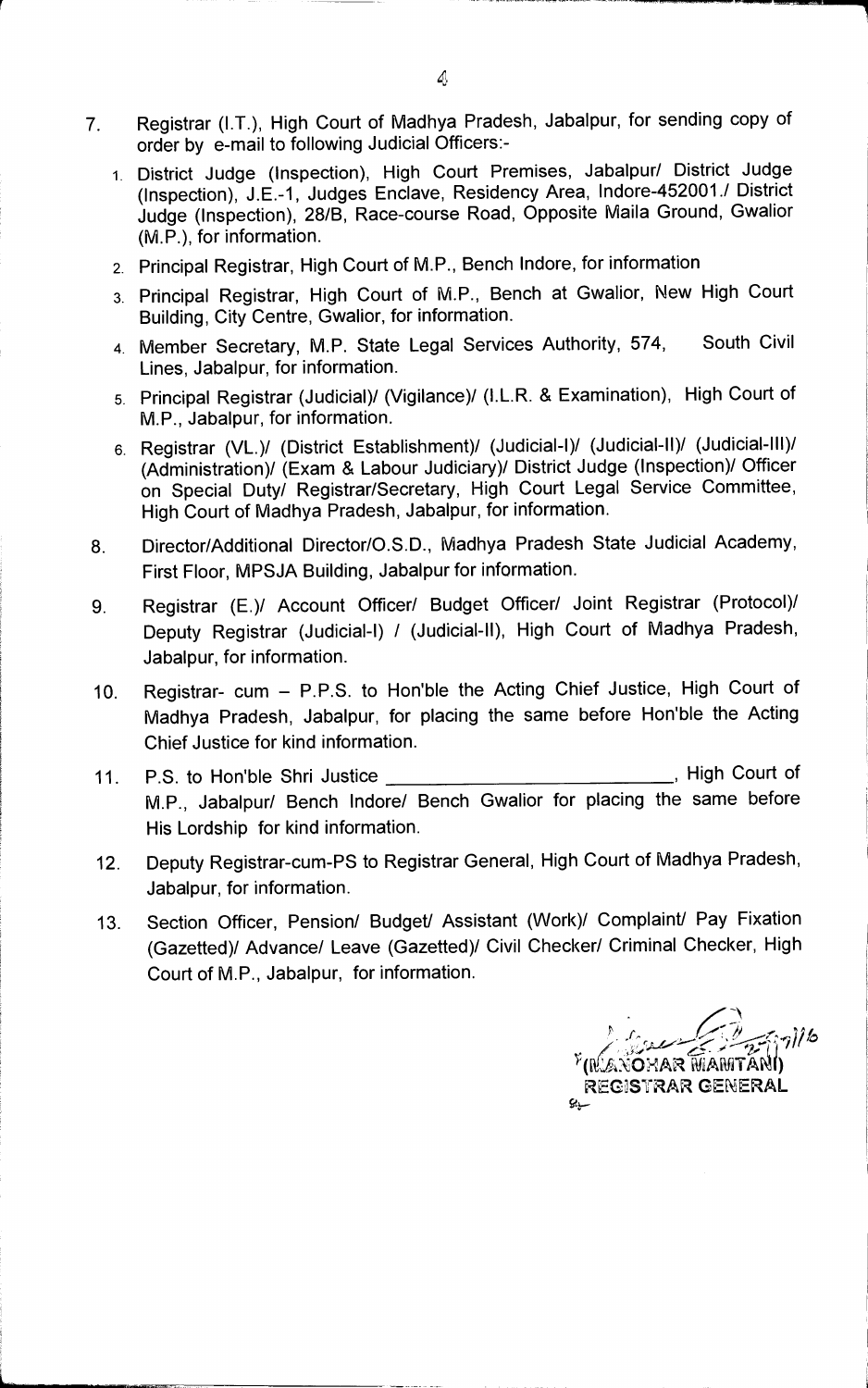7. Registrar (I.T.), High Court of Madhya Pradesh, Jabalpur, for sending copy of order by e-mail to following Judicial Officers:-
   1. District Judge (Inspection), High Court Premises, Jabalpur/ District Judge (Inspection), J.E.-1, Judges Enclave, Residency Area, Indore-452001./ District Judge (Inspection), 28/B, Race-course Road, Opposite Maila Ground, Gwalior (M.P.), for information.
   2. Principal Registrar, High Court of M.P., Bench Indore, for information
   3. Principal Registrar, High Court of M.P., Bench at Gwalior, New High Court Building, City Centre, Gwalior, for information.
   4. Member Secretary, M.P. State Legal Services Authority, 574, South Civil Lines, Jabalpur, for information.
   5. Principal Registrar (Judicial)/ (Vigilance)/ (I.L.R. & Examination), High Court of M.P., Jabalpur, for information.
   6. Registrar (VL.)/ (District Establishment)/ (Judicial-I)/ (Judicial-II)/ (Judicial-III)/ (Administration)/ (Exam & Labour Judiciary)/ District Judge (Inspection)/ Officer on Special Duty/ Registrar/Secretary, High Court Legal Service Committee, High Court of Madhya Pradesh, Jabalpur, for information.
8. Director/Additional Director/O.S.D., Madhya Pradesh State Judicial Academy, First Floor, MPSJA Building, Jabalpur for information.
9. Registrar (E.)/ Account Officer/ Budget Officer/ Joint Registrar (Protocol)/ Deputy Registrar (Judicial-I) / (Judicial-II), High Court of Madhya Pradesh, Jabalpur, for information.
10. Registrar- cum – P.P.S. to Hon'ble the Acting Chief Justice, High Court of Madhya Pradesh, Jabalpur, for placing the same before Hon'ble the Acting Chief Justice for kind information.
11. P.S. to Hon'ble Shri Justice ____________________________, High Court of M.P., Jabalpur/ Bench Indore/ Bench Gwalior for placing the same before His Lordship for kind information.
12. Deputy Registrar-cum-PS to Registrar General, High Court of Madhya Pradesh, Jabalpur, for information.
13. Section Officer, Pension/ Budget/ Assistant (Work)/ Complaint/ Pay Fixation (Gazetted)/ Advance/ Leave (Gazetted)/ Civil Checker/ Criminal Checker, High Court of M.P., Jabalpur, for information.

(MANOHAR MAMTANI)
REGISTRAR GENERAL